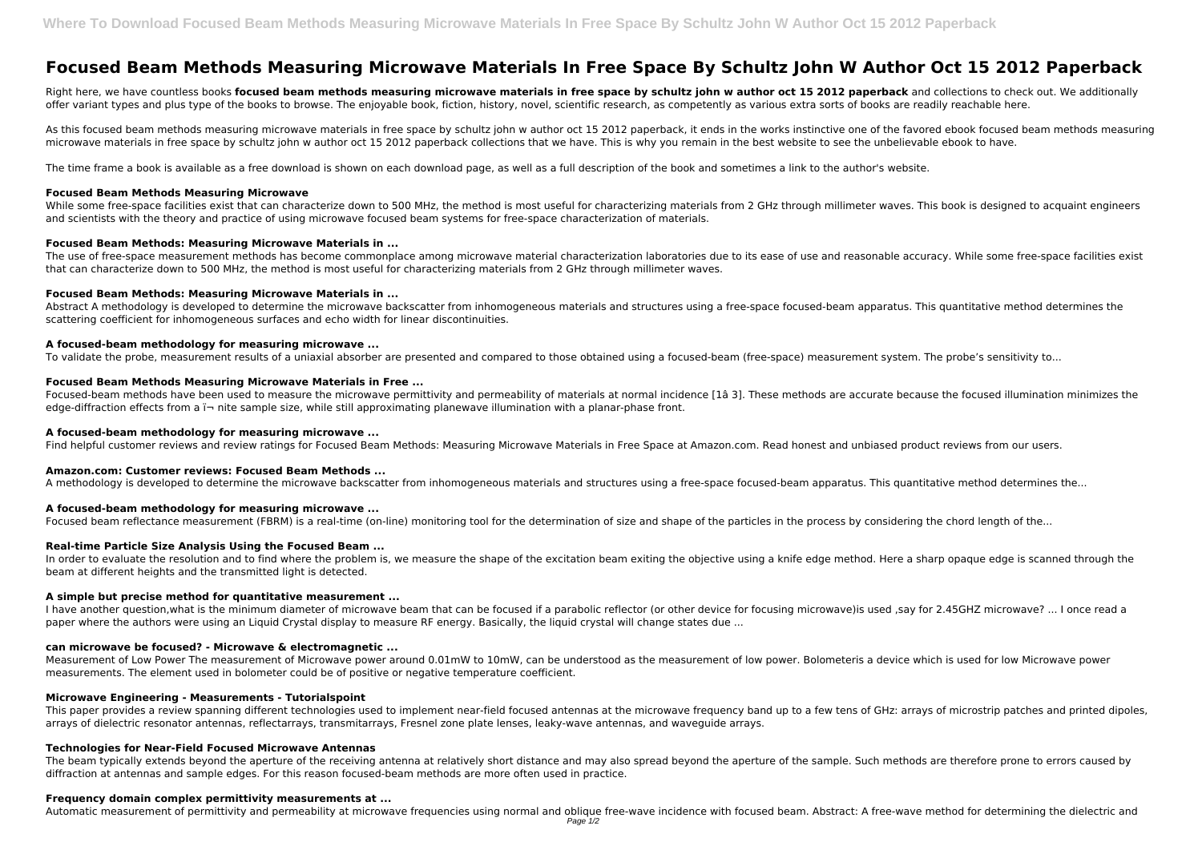# Focused Beam Methods Measuring Microwave Materials In Free Space By Schultz John W Author Oct 15 2012 Paperback

Right here, we have countless books **focused beam methods measuring microwave materials in free space by schultz john w author oct 15 2012 paperback** and collections to check out. We additionally offer variant types and plus type of the books to browse. The enjoyable book, fiction, history, novel, scientific research, as competently as various extra sorts of books are readily reachable here.

As this focused beam methods measuring microwave materials in free space by schultz john w author oct 15 2012 paperback, it ends in the works instinctive one of the favored ebook focused beam methods measuring microwave materials in free space by schultz john w author oct 15 2012 paperback collections that we have. This is why you remain in the best website to see the unbelievable ebook to have.

The time frame a book is available as a free download is shown on each download page, as well as a full description of the book and sometimes a link to the author's website.

### Focused Beam Methods Measuring Microwave

While some free-space facilities exist that can characterize down to 500 MHz, the method is most useful for characterizing materials from 2 GHz through millimeter waves. This book is designed to acquaint engineers and scientists with the theory and practice of using microwave focused beam systems for free-space characterization of materials.

### Focused Beam Methods: Measuring Microwave Materials in ...

The use of free-space measurement methods has become commonplace among microwave material characterization laboratories due to its ease of use and reasonable accuracy. While some free-space facilities exist that can characterize down to 500 MHz, the method is most useful for characterizing materials from 2 GHz through millimeter waves.

### Focused Beam Methods: Measuring Microwave Materials in ...

Abstract A methodology is developed to determine the microwave backscatter from inhomogeneous materials and structures using a free-space focused-beam apparatus. This quantitative method determines the scattering coefficient for inhomogeneous surfaces and echo width for linear discontinuities.

### A focused-beam methodology for measuring microwave ...

To validate the probe, measurement results of a uniaxial absorber are presented and compared to those obtained using a focused-beam (free-space) measurement system. The probe's sensitivity to...

### Focused Beam Methods Measuring Microwave Materials in Free ...

Focused-beam methods have been used to measure the microwave permittivity and permeability of materials at normal incidence [1â 3]. These methods are accurate because the focused illumination minimizes the edge-diffraction effects from a ï¬ nite sample size, while still approximating planewave illumination with a planar-phase front.

### A focused-beam methodology for measuring microwave ...

Find helpful customer reviews and review ratings for Focused Beam Methods: Measuring Microwave Materials in Free Space at Amazon.com. Read honest and unbiased product reviews from our users.

### Amazon.com: Customer reviews: Focused Beam Methods ...

A methodology is developed to determine the microwave backscatter from inhomogeneous materials and structures using a free-space focused-beam apparatus. This quantitative method determines the...

### A focused-beam methodology for measuring microwave ...

Focused beam reflectance measurement (FBRM) is a real-time (on-line) monitoring tool for the determination of size and shape of the particles in the process by considering the chord length of the...

### Real-time Particle Size Analysis Using the Focused Beam ...

In order to evaluate the resolution and to find where the problem is, we measure the shape of the excitation beam exiting the objective using a knife edge method. Here a sharp opaque edge is scanned through the beam at different heights and the transmitted light is detected.

### A simple but precise method for quantitative measurement ...

I have another question,what is the minimum diameter of microwave beam that can be focused if a parabolic reflector (or other device for focusing microwave)is used ,say for 2.45GHZ microwave? ... I once read a paper where the authors were using an Liquid Crystal display to measure RF energy. Basically, the liquid crystal will change states due ...

### can microwave be focused? - Microwave & electromagnetic ...

Measurement of Low Power The measurement of Microwave power around 0.01mW to 10mW, can be understood as the measurement of low power. Bolometeris a device which is used for low Microwave power measurements. The element used in bolometer could be of positive or negative temperature coefficient.

### Microwave Engineering - Measurements - Tutorialspoint

This paper provides a review spanning different technologies used to implement near-field focused antennas at the microwave frequency band up to a few tens of GHz: arrays of microstrip patches and printed dipoles, arrays of dielectric resonator antennas, reflectarrays, transmitarrays, Fresnel zone plate lenses, leaky-wave antennas, and waveguide arrays.

### Technologies for Near-Field Focused Microwave Antennas

The beam typically extends beyond the aperture of the receiving antenna at relatively short distance and may also spread beyond the aperture of the sample. Such methods are therefore prone to errors caused by diffraction at antennas and sample edges. For this reason focused-beam methods are more often used in practice.

### Frequency domain complex permittivity measurements at ...

Automatic measurement of permittivity and permeability at microwave frequencies using normal and oblique free-wave incidence with focused beam. Abstract: A free-wave method for determining the dielectric and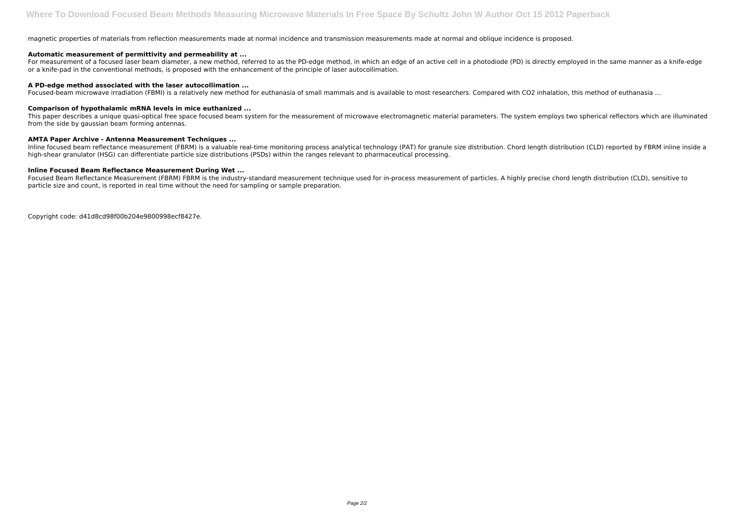magnetic properties of materials from reflection measurements made at normal incidence and transmission measurements made at normal and oblique incidence is proposed.

**Automatic measurement of permittivity and permeability at ...**

For measurement of a focused laser beam diameter, a new method, referred to as the PD-edge method, in which an edge of an active cell in a photodiode (PD) is directly employed in the same manner as a knife-edge or a knife-pad in the conventional methods, is proposed with the enhancement of the principle of laser autocollimation.

**A PD-edge method associated with the laser autocollimation ...**

Focused-beam microwave irradiation (FBMI) is a relatively new method for euthanasia of small mammals and is available to most researchers. Compared with $CO_2$ inhalation, this method of euthanasia ...

**Comparison of hypothalamic mRNA levels in mice euthanized ...**

This paper describes a unique quasi-optical free space focused beam system for the measurement of microwave electromagnetic material parameters. The system employs two spherical reflectors which are illuminated from the side by gaussian beam forming antennas.

**AMTA Paper Archive - Antenna Measurement Techniques ...**

Inline focused beam reflectance measurement (FBRM) is a valuable real-time monitoring process analytical technology (PAT) for granule size distribution. Chord length distribution (CLD) reported by FBRM inline inside a high-shear granulator (HSG) can differentiate particle size distributions (PSDs) within the ranges relevant to pharmaceutical processing.

**Inline Focused Beam Reflectance Measurement During Wet ...**

Focused Beam Reflectance Measurement (FBRM) FBRM is the industry-standard measurement technique used for in-process measurement of particles. A highly precise chord length distribution (CLD), sensitive to particle size and count, is reported in real time without the need for sampling or sample preparation.

Copyright code: d41d8cd98f00b204e9800998ecf8427e.